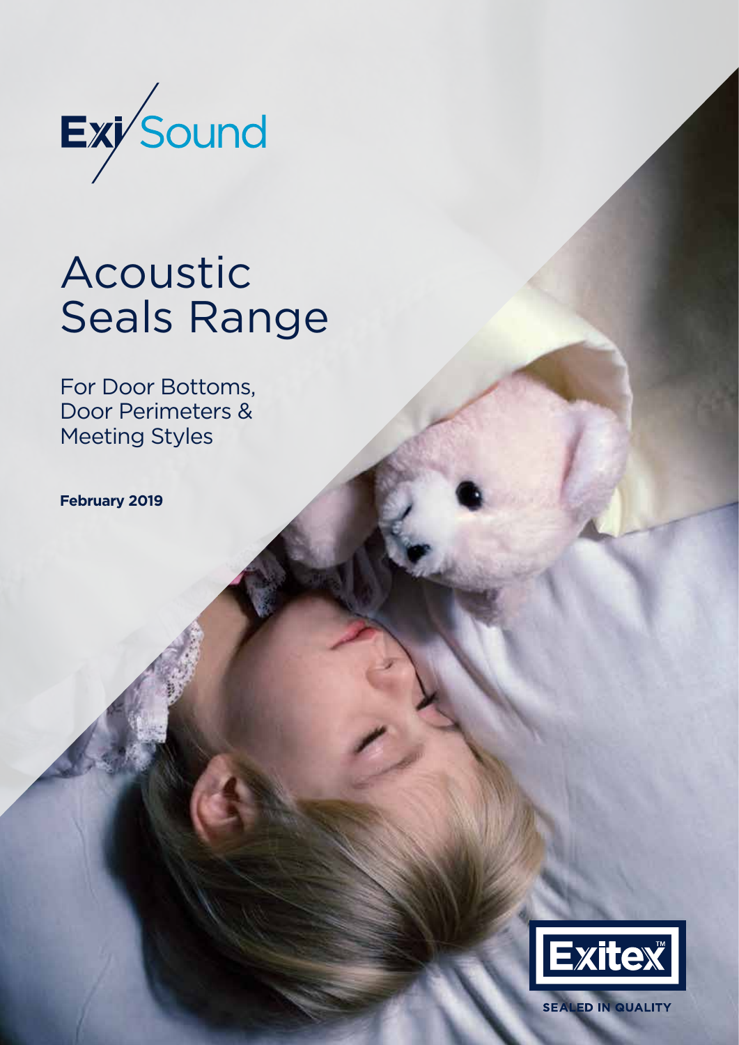ExiSound

# Acoustic Seals Range

## For Door Bottoms, Door Perimeters & Meeting Styles

**February 2019**

Exitex™

SEALED IN QUALITY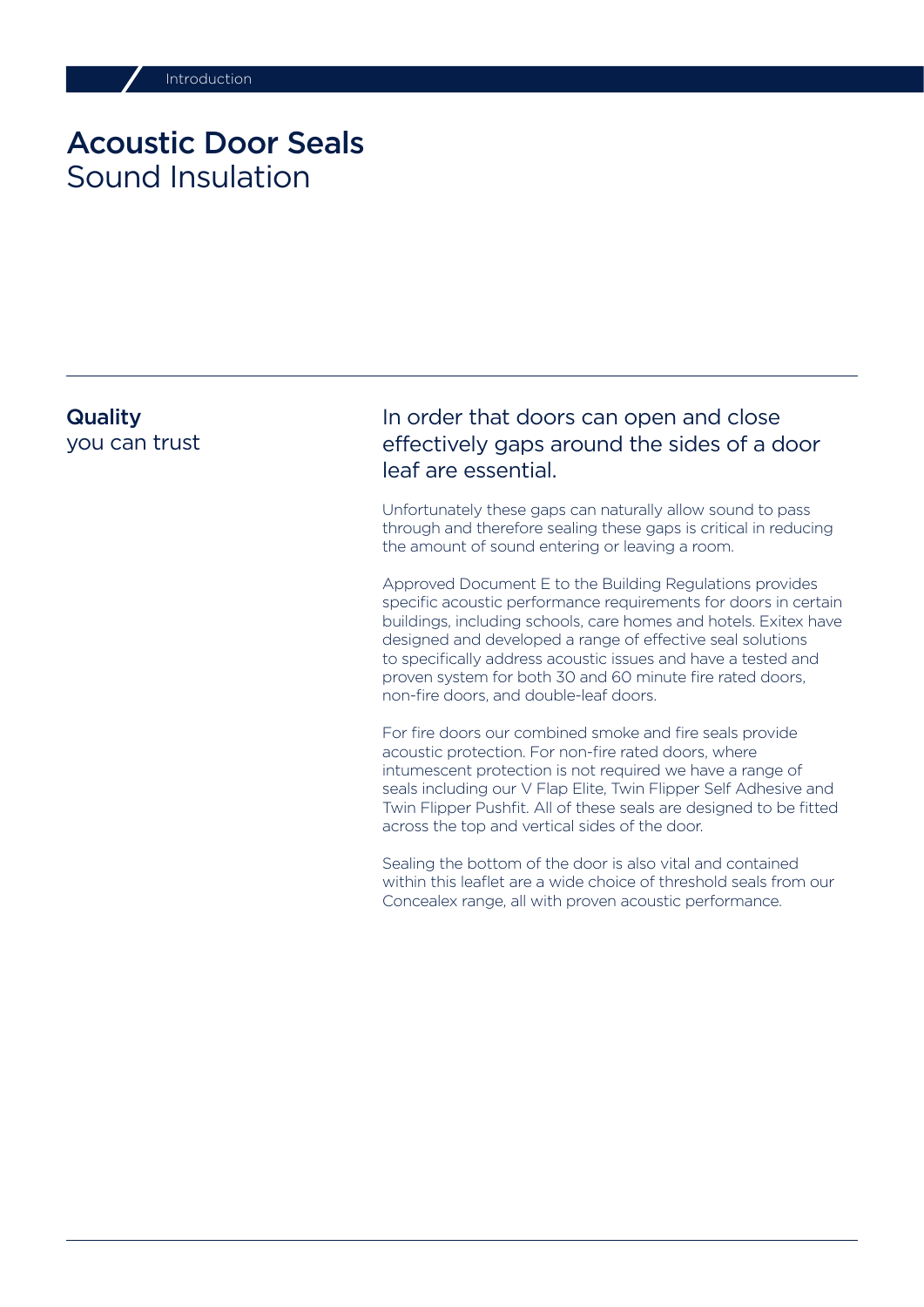# Acoustic Door Seals
## Sound Insulation

**Quality**
you can trust

### In order that doors can open and close effectively gaps around the sides of a door leaf are essential.

Unfortunately these gaps can naturally allow sound to pass through and therefore sealing these gaps is critical in reducing the amount of sound entering or leaving a room.

Approved Document E to the Building Regulations provides specific acoustic performance requirements for doors in certain buildings, including schools, care homes and hotels. Exitex have designed and developed a range of effective seal solutions to specifically address acoustic issues and have a tested and proven system for both 30 and 60 minute fire rated doors, non-fire doors, and double-leaf doors.

For fire doors our combined smoke and fire seals provide acoustic protection. For non-fire rated doors, where intumescent protection is not required we have a range of seals including our V Flap Elite, Twin Flipper Self Adhesive and Twin Flipper Pushfit. All of these seals are designed to be fitted across the top and vertical sides of the door.

Sealing the bottom of the door is also vital and contained within this leaflet are a wide choice of threshold seals from our Concealex range, all with proven acoustic performance.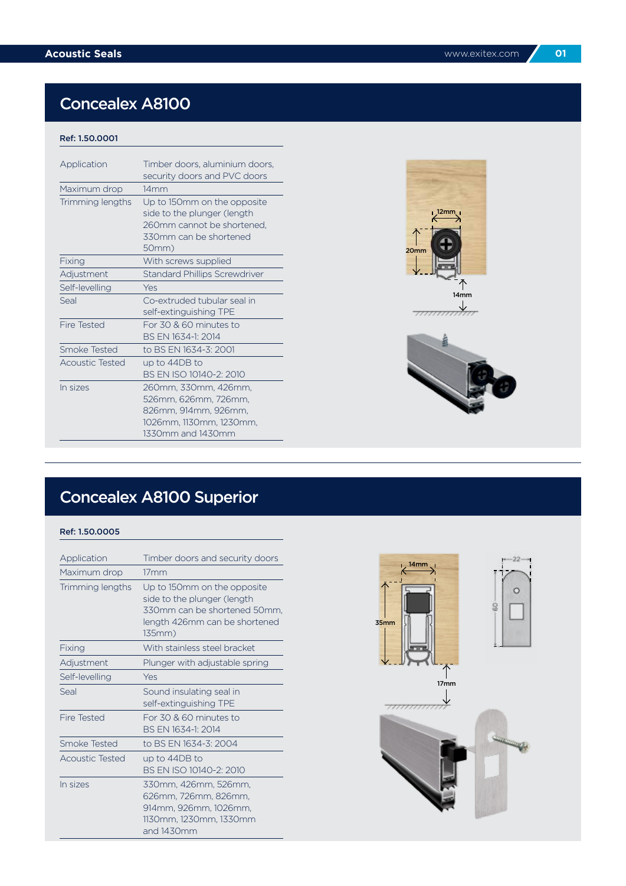# Concealex A8100

**Ref: 1.50.0001**

| | |
|---|---|
| Application | Timber doors, aluminium doors, security doors and PVC doors |
| Maximum drop | 14mm |
| Trimming lengths | Up to 150mm on the opposite side to the plunger (length 260mm cannot be shortened, 330mm can be shortened 50mm) |
| Fixing | With screws supplied |
| Adjustment | Standard Phillips Screwdriver |
| Self-levelling | Yes |
| Seal | Co-extruded tubular seal in self-extinguishing TPE |
| Fire Tested | For 30 & 60 minutes to BS EN 1634-1: 2014 |
| Smoke Tested | to BS EN 1634-3: 2001 |
| Acoustic Tested | up to 44DB to BS EN ISO 10140-2: 2010 |
| In sizes | 260mm, 330mm, 426mm, 526mm, 626mm, 726mm, 826mm, 914mm, 926mm, 1026mm, 1130mm, 1230mm, 1330mm and 1430mm |

12mm

20mm

14mm

# Concealex A8100 Superior

**Ref: 1.50.0005**

| | |
|---|---|
| Application | Timber doors and security doors |
| Maximum drop | 17mm |
| Trimming lengths | Up to 150mm on the opposite side to the plunger (length 330mm can be shortened 50mm, length 426mm can be shortened 135mm) |
| Fixing | With stainless steel bracket |
| Adjustment | Plunger with adjustable spring |
| Self-levelling | Yes |
| Seal | Sound insulating seal in self-extinguishing TPE |
| Fire Tested | For 30 & 60 minutes to BS EN 1634-1: 2014 |
| Smoke Tested | to BS EN 1634-3: 2004 |
| Acoustic Tested | up to 44DB to BS EN ISO 10140-2: 2010 |
| In sizes | 330mm, 426mm, 526mm, 626mm, 726mm, 826mm, 914mm, 926mm, 1026mm, 1130mm, 1230mm, 1330mm and 1430mm |

14mm

35mm

17mm

22

60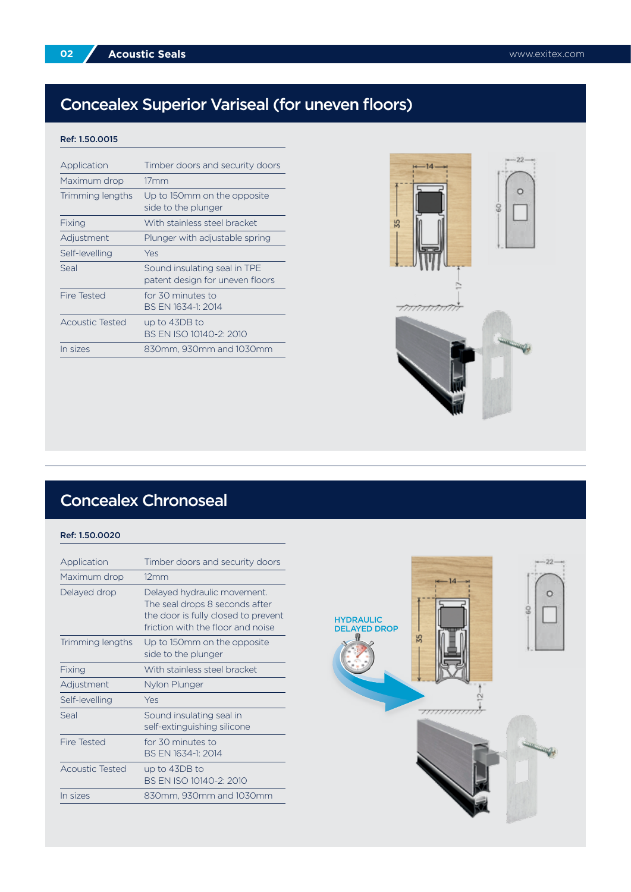## Concealex Superior Variseal (for uneven floors)

**Ref: 1.50.0015**

| | |
|---|---|
| Application | Timber doors and security doors |
| Maximum drop | 17mm |
| Trimming lengths | Up to 150mm on the opposite side to the plunger |
| Fixing | With stainless steel bracket |
| Adjustment | Plunger with adjustable spring |
| Self-levelling | Yes |
| Seal | Sound insulating seal in TPE patent design for uneven floors |
| Fire Tested | for 30 minutes to BS EN 1634-1: 2014 |
| Acoustic Tested | up to 43DB to BS EN ISO 10140-2: 2010 |
| In sizes | 830mm, 930mm and 1030mm |

## Concealex Chronoseal

**Ref: 1.50.0020**

| | |
|---|---|
| Application | Timber doors and security doors |
| Maximum drop | 12mm |
| Delayed drop | Delayed hydraulic movement. The seal drops 8 seconds after the door is fully closed to prevent friction with the floor and noise |
| Trimming lengths | Up to 150mm on the opposite side to the plunger |
| Fixing | With stainless steel bracket |
| Adjustment | Nylon Plunger |
| Self-levelling | Yes |
| Seal | Sound insulating seal in self-extinguishing silicone |
| Fire Tested | for 30 minutes to BS EN 1634-1: 2014 |
| Acoustic Tested | up to 43DB to BS EN ISO 10140-2: 2010 |
| In sizes | 830mm, 930mm and 1030mm |

HYDRAULIC DELAYED DROP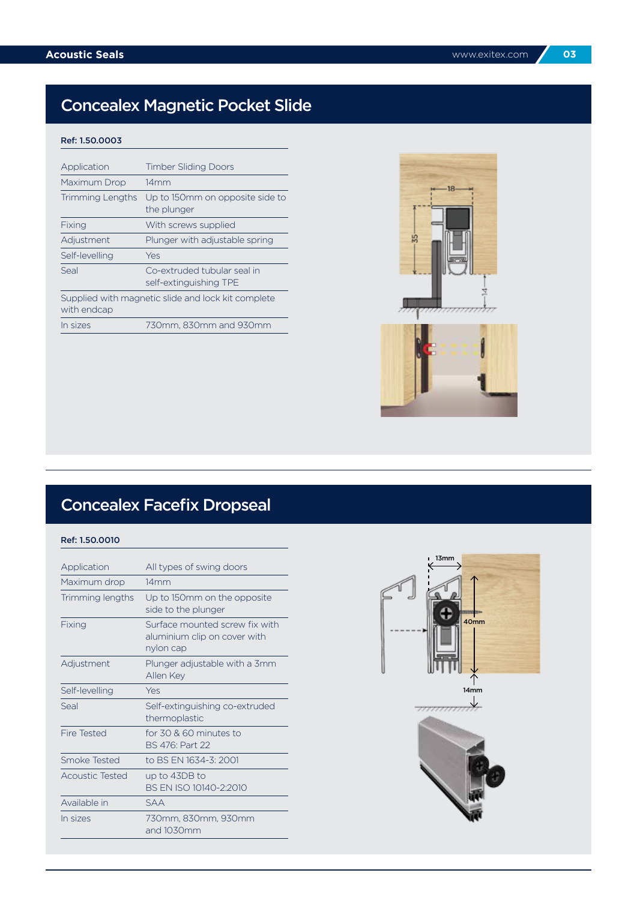## Concealex Magnetic Pocket Slide

**Ref: 1.50.0003**

| | |
|---|---|
| Application | Timber Sliding Doors |
| Maximum Drop | 14mm |
| Trimming Lengths | Up to 150mm on opposite side to the plunger |
| Fixing | With screws supplied |
| Adjustment | Plunger with adjustable spring |
| Self-levelling | Yes |
| Seal | Co-extruded tubular seal in self-extinguishing TPE |
| Supplied with magnetic slide and lock kit complete with endcap | |
| In sizes | 730mm, 830mm and 930mm |

## Concealex Facefix Dropseal

**Ref: 1.50.0010**

| | |
|---|---|
| Application | All types of swing doors |
| Maximum drop | 14mm |
| Trimming lengths | Up to 150mm on the opposite side to the plunger |
| Fixing | Surface mounted screw fix with aluminium clip on cover with nylon cap |
| Adjustment | Plunger adjustable with a 3mm Allen Key |
| Self-levelling | Yes |
| Seal | Self-extinguishing co-extruded thermoplastic |
| Fire Tested | for 30 & 60 minutes to BS 476: Part 22 |
| Smoke Tested | to BS EN 1634-3: 2001 |
| Acoustic Tested | up to 43DB to BS EN ISO 10140-2:2010 |
| Available in | SAA |
| In sizes | 730mm, 830mm, 930mm and 1030mm |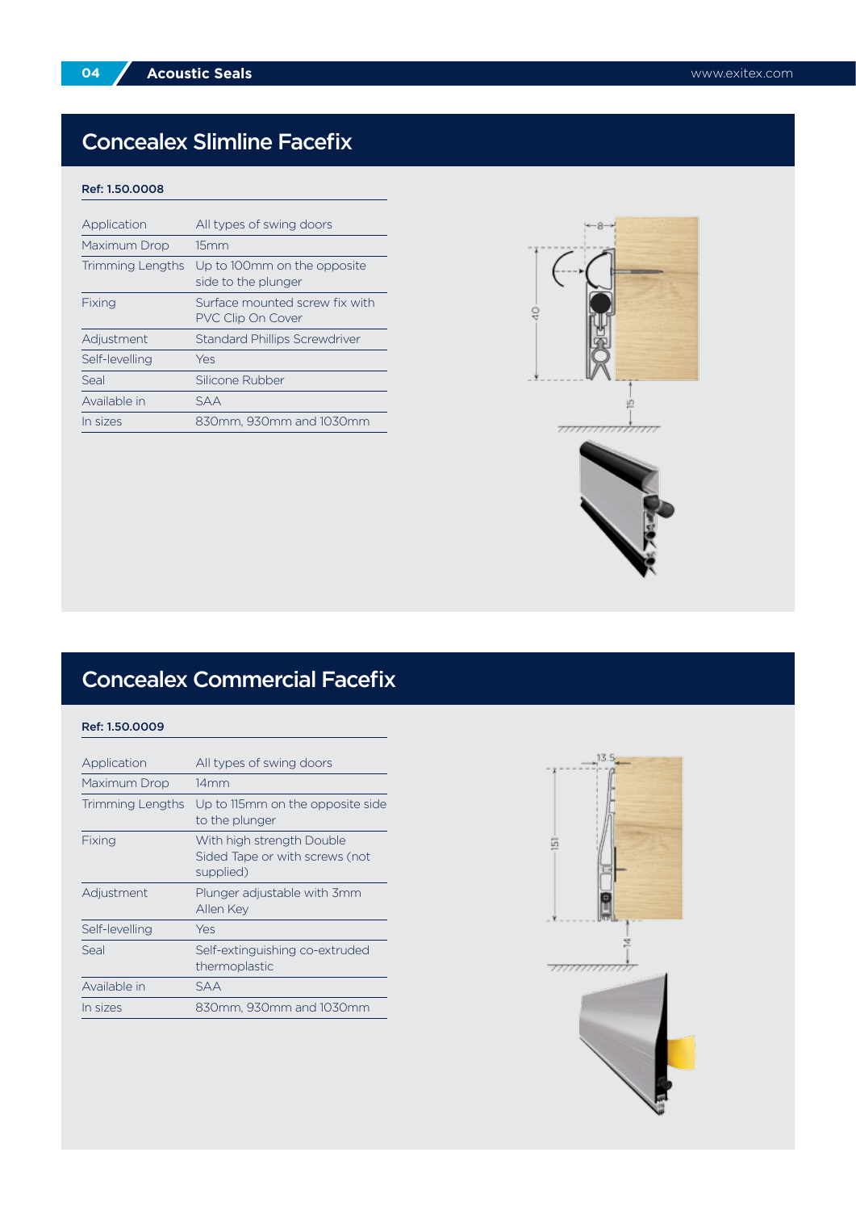## Concealex Slimline Facefix

**Ref: 1.50.0008**

| | |
|---|---|
| Application | All types of swing doors |
| Maximum Drop | 15mm |
| Trimming Lengths | Up to 100mm on the opposite side to the plunger |
| Fixing | Surface mounted screw fix with PVC Clip On Cover |
| Adjustment | Standard Phillips Screwdriver |
| Self-levelling | Yes |
| Seal | Silicone Rubber |
| Available in | SAA |
| In sizes | 830mm, 930mm and 1030mm |

## Concealex Commercial Facefix

**Ref: 1.50.0009**

| | |
|---|---|
| Application | All types of swing doors |
| Maximum Drop | 14mm |
| Trimming Lengths | Up to 115mm on the opposite side to the plunger |
| Fixing | With high strength Double Sided Tape or with screws (not supplied) |
| Adjustment | Plunger adjustable with 3mm Allen Key |
| Self-levelling | Yes |
| Seal | Self-extinguishing co-extruded thermoplastic |
| Available in | SAA |
| In sizes | 830mm, 930mm and 1030mm |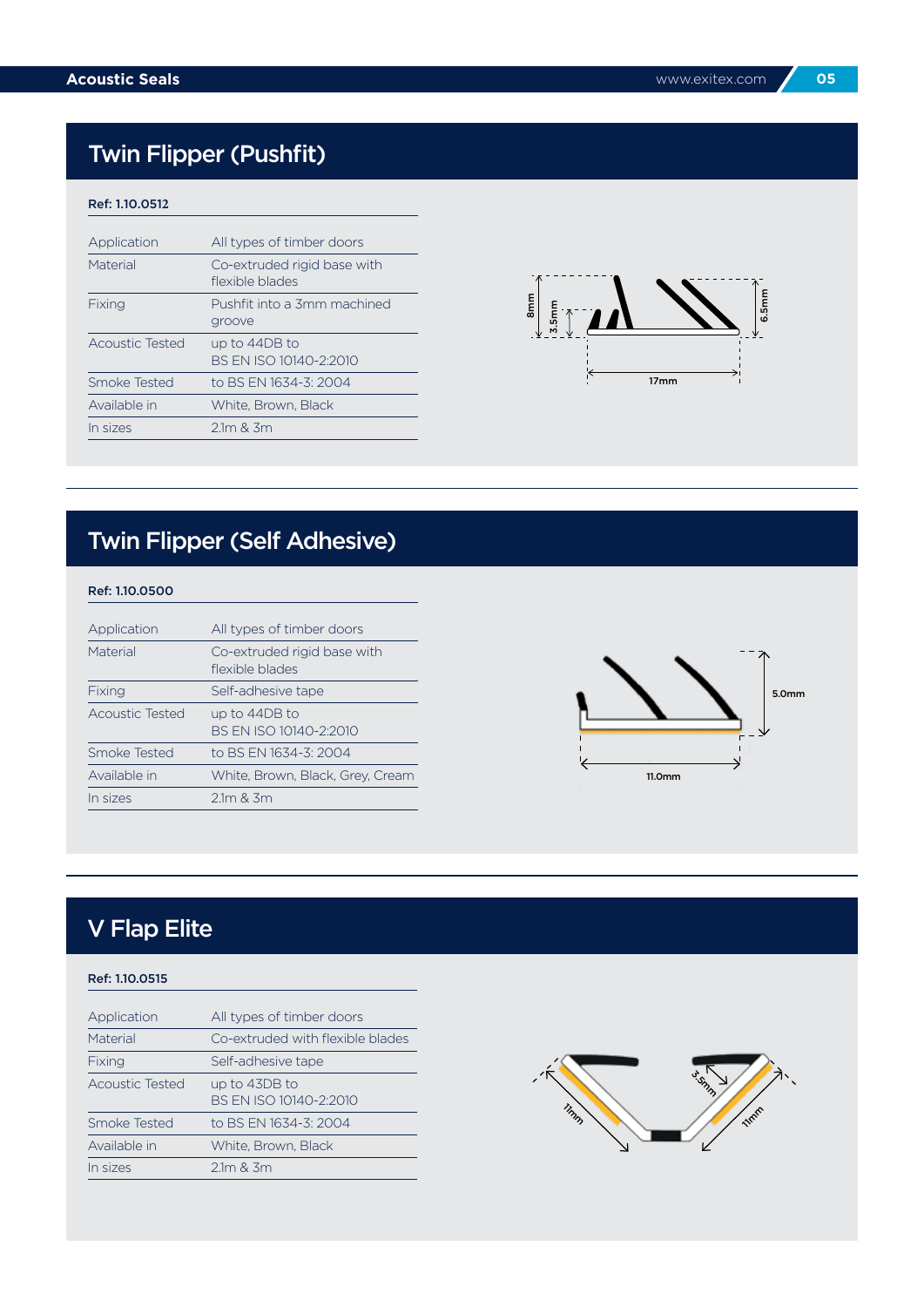## Twin Flipper (Pushfit)

**Ref: 1.10.0512**

| | |
|---|---|
| Application | All types of timber doors |
| Material | Co-extruded rigid base with flexible blades |
| Fixing | Pushfit into a 3mm machined groove |
| Acoustic Tested | up to 44DB to BS EN ISO 10140-2:2010 |
| Smoke Tested | to BS EN 1634-3: 2004 |
| Available in | White, Brown, Black |
| In sizes | 2.1m & 3m |

8mm 3.5mm 6.5mm 17mm

## Twin Flipper (Self Adhesive)

**Ref: 1.10.0500**

| | |
|---|---|
| Application | All types of timber doors |
| Material | Co-extruded rigid base with flexible blades |
| Fixing | Self-adhesive tape |
| Acoustic Tested | up to 44DB to BS EN ISO 10140-2:2010 |
| Smoke Tested | to BS EN 1634-3: 2004 |
| Available in | White, Brown, Black, Grey, Cream |
| In sizes | 2.1m & 3m |

5.0mm 11.0mm

## V Flap Elite

**Ref: 1.10.0515**

| | |
|---|---|
| Application | All types of timber doors |
| Material | Co-extruded with flexible blades |
| Fixing | Self-adhesive tape |
| Acoustic Tested | up to 43DB to BS EN ISO 10140-2:2010 |
| Smoke Tested | to BS EN 1634-3: 2004 |
| Available in | White, Brown, Black |
| In sizes | 2.1m & 3m |

11mm 3.5mm 11mm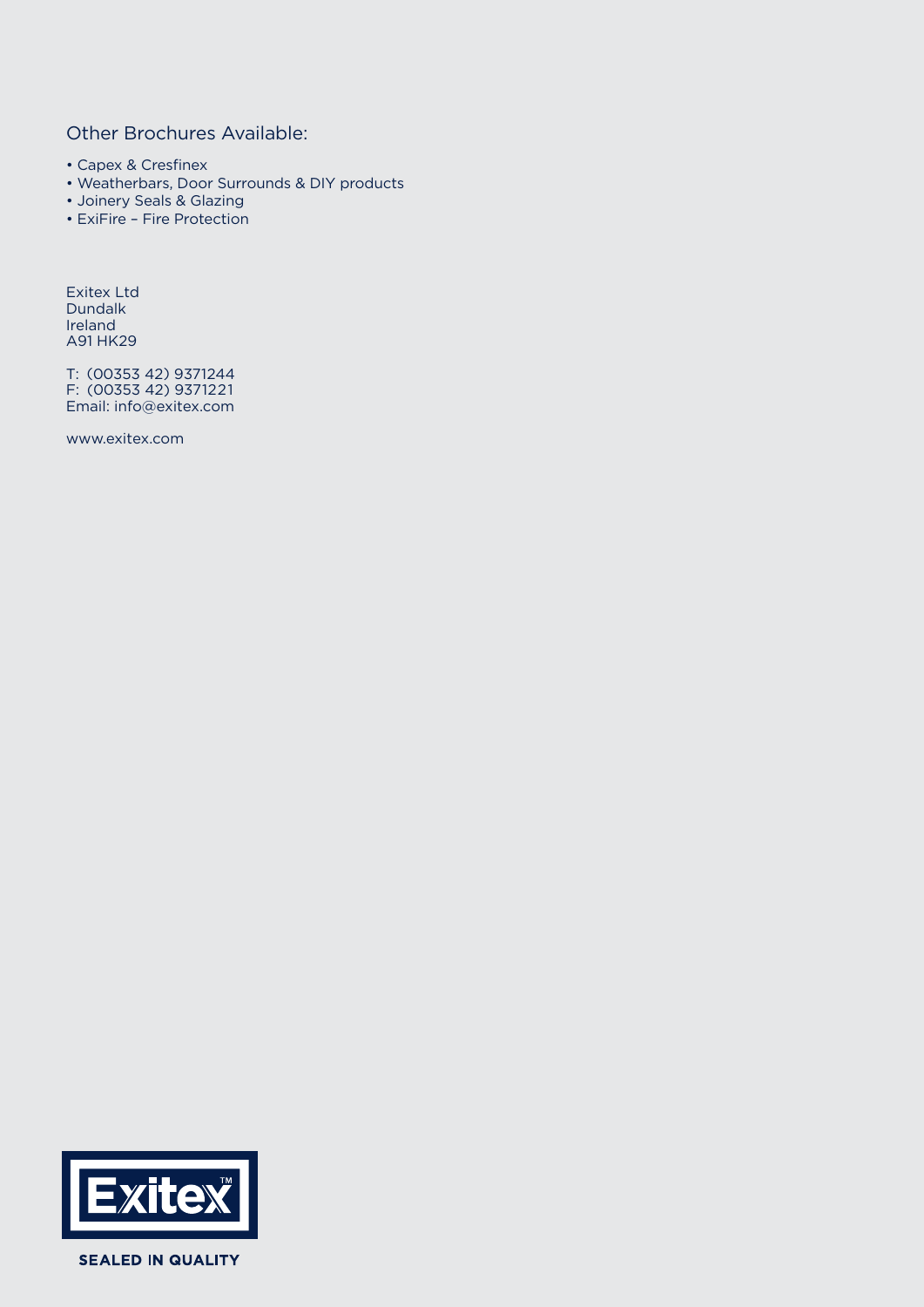## Other Brochures Available:

- Capex & Cresfinex
- Weatherbars, Door Surrounds & DIY products
- Joinery Seals & Glazing
- ExiFire – Fire Protection

Exitex Ltd
Dundalk
Ireland
A91 HK29

T: (00353 42) 9371244
F: (00353 42) 9371221
Email: info@exitex.com

www.exitex.com

Exitex™

SEALED IN QUALITY